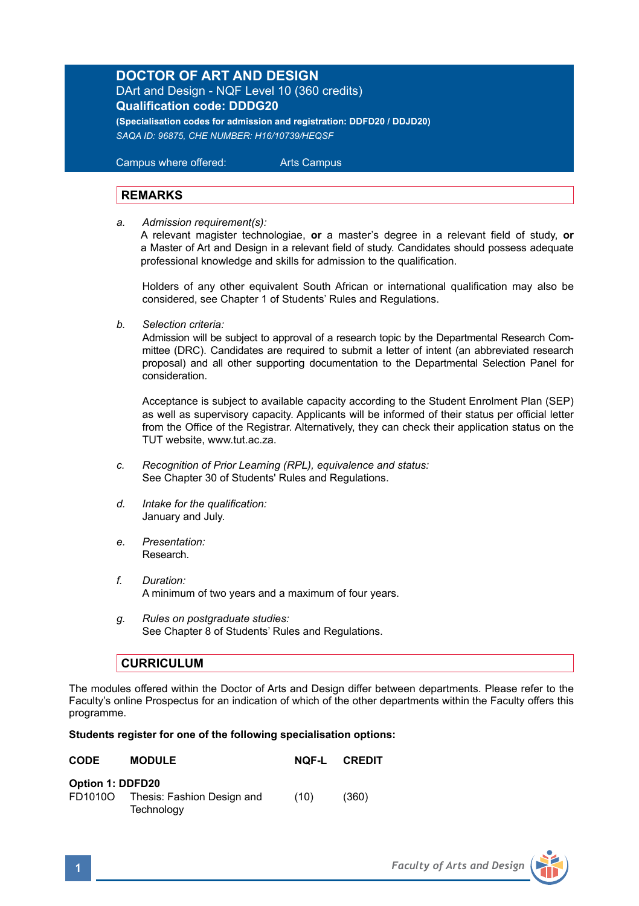# DOCTOR OF ART AND DESIGN

DArt and Design - NQF Level 10 (360 credits)

**Qualification code: DDDG20**

**(Specialisation codes for admission and registration: DDFD20 / DDJD20)**

*SAQA ID: 96875, CHE NUMBER: H16/10739/HEQSF*

Campus where offered: Arts Campus

## REMARKS

a. *Admission requirement(s):*
A relevant magister technologiae, **or** a master's degree in a relevant field of study, **or** a Master of Art and Design in a relevant field of study. Candidates should possess adequate professional knowledge and skills for admission to the qualification.

Holders of any other equivalent South African or international qualification may also be considered, see Chapter 1 of Students' Rules and Regulations.

b. *Selection criteria:*
Admission will be subject to approval of a research topic by the Departmental Research Committee (DRC). Candidates are required to submit a letter of intent (an abbreviated research proposal) and all other supporting documentation to the Departmental Selection Panel for consideration.

Acceptance is subject to available capacity according to the Student Enrolment Plan (SEP) as well as supervisory capacity. Applicants will be informed of their status per official letter from the Office of the Registrar. Alternatively, they can check their application status on the TUT website, www.tut.ac.za.

c. *Recognition of Prior Learning (RPL), equivalence and status:*
See Chapter 30 of Students' Rules and Regulations.

d. *Intake for the qualification:*
January and July.

e. *Presentation:*
Research.

f. *Duration:*
A minimum of two years and a maximum of four years.

g. *Rules on postgraduate studies:*
See Chapter 8 of Students' Rules and Regulations.

## CURRICULUM

The modules offered within the Doctor of Arts and Design differ between departments. Please refer to the Faculty's online Prospectus for an indication of which of the other departments within the Faculty offers this programme.

**Students register for one of the following specialisation options:**

| CODE | MODULE | NQF-L | CREDIT |
|---|---|---|---|
| **Option 1: DDFD20** | | | |
| FD1010O | Thesis: Fashion Design and Technology | (10) | (360) |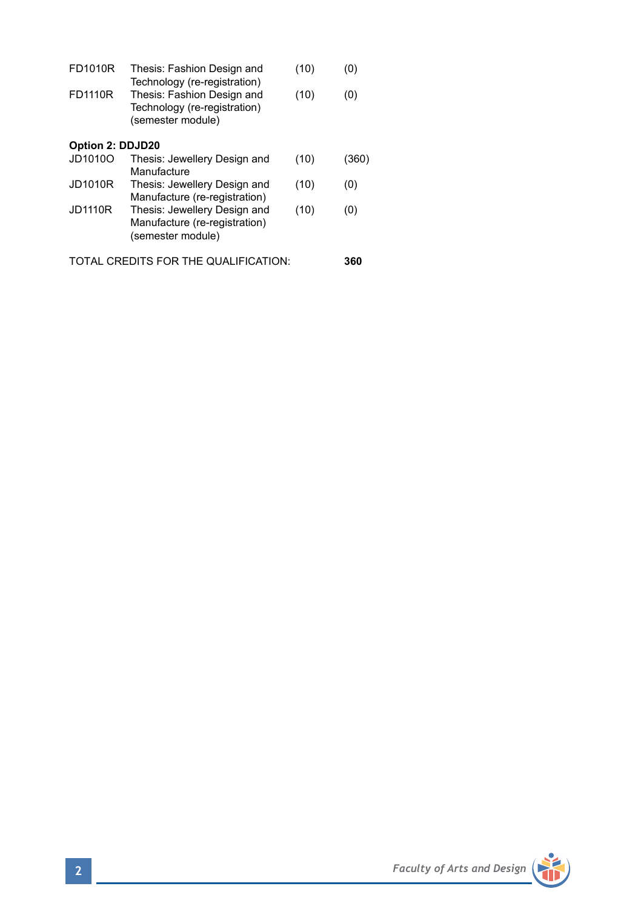| | | | |
|---|---|---|---|
| FD1010R | Thesis: Fashion Design and Technology (re-registration) | (10) | (0) |
| FD1110R | Thesis: Fashion Design and Technology (re-registration) (semester module) | (10) | (0) |

**Option 2: DDJD20**

| | | | |
|---|---|---|---|
| JD1010O | Thesis: Jewellery Design and Manufacture | (10) | (360) |
| JD1010R | Thesis: Jewellery Design and Manufacture (re-registration) | (10) | (0) |
| JD1110R | Thesis: Jewellery Design and Manufacture (re-registration) (semester module) | (10) | (0) |

TOTAL CREDITS FOR THE QUALIFICATION: **360**